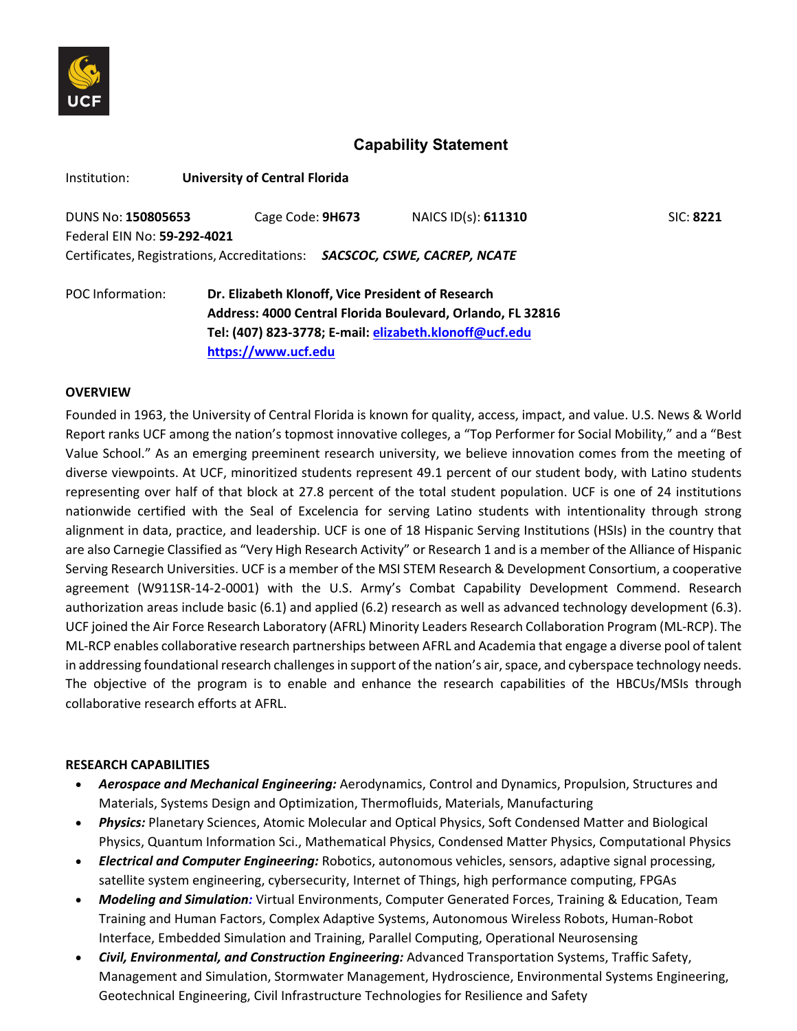# Capability Statement

Institution: **University of Central Florida**

DUNS No: **150805653** Cage Code: **9H673** NAICS ID(s): **611310** SIC: **8221**
Federal EIN No: **59-292-4021**
Certificates, Registrations, Accreditations: ***SACSCOC, CSWE, CACREP, NCATE***

POC Information: **Dr. Elizabeth Klonoff, Vice President of Research**
**Address: 4000 Central Florida Boulevard, Orlando, FL 32816**
**Tel: (407) 823-3778; E-mail: elizabeth.klonoff@ucf.edu**
**https://www.ucf.edu**

## OVERVIEW

Founded in 1963, the University of Central Florida is known for quality, access, impact, and value. U.S. News & World Report ranks UCF among the nation's topmost innovative colleges, a "Top Performer for Social Mobility," and a "Best Value School." As an emerging preeminent research university, we believe innovation comes from the meeting of diverse viewpoints. At UCF, minoritized students represent 49.1 percent of our student body, with Latino students representing over half of that block at 27.8 percent of the total student population. UCF is one of 24 institutions nationwide certified with the Seal of Excelencia for serving Latino students with intentionality through strong alignment in data, practice, and leadership. UCF is one of 18 Hispanic Serving Institutions (HSIs) in the country that are also Carnegie Classified as "Very High Research Activity" or Research 1 and is a member of the Alliance of Hispanic Serving Research Universities. UCF is a member of the MSI STEM Research & Development Consortium, a cooperative agreement (W911SR-14-2-0001) with the U.S. Army's Combat Capability Development Commend. Research authorization areas include basic (6.1) and applied (6.2) research as well as advanced technology development (6.3). UCF joined the Air Force Research Laboratory (AFRL) Minority Leaders Research Collaboration Program (ML-RCP). The ML-RCP enables collaborative research partnerships between AFRL and Academia that engage a diverse pool of talent in addressing foundational research challenges in support of the nation's air, space, and cyberspace technology needs. The objective of the program is to enable and enhance the research capabilities of the HBCUs/MSIs through collaborative research efforts at AFRL.

## RESEARCH CAPABILITIES

- ***Aerospace and Mechanical Engineering:*** Aerodynamics, Control and Dynamics, Propulsion, Structures and Materials, Systems Design and Optimization, Thermofluids, Materials, Manufacturing
- ***Physics:*** Planetary Sciences, Atomic Molecular and Optical Physics, Soft Condensed Matter and Biological Physics, Quantum Information Sci., Mathematical Physics, Condensed Matter Physics, Computational Physics
- ***Electrical and Computer Engineering:*** Robotics, autonomous vehicles, sensors, adaptive signal processing, satellite system engineering, cybersecurity, Internet of Things, high performance computing, FPGAs
- ***Modeling and Simulation:*** Virtual Environments, Computer Generated Forces, Training & Education, Team Training and Human Factors, Complex Adaptive Systems, Autonomous Wireless Robots, Human-Robot Interface, Embedded Simulation and Training, Parallel Computing, Operational Neurosensing
- ***Civil, Environmental, and Construction Engineering:*** Advanced Transportation Systems, Traffic Safety, Management and Simulation, Stormwater Management, Hydroscience, Environmental Systems Engineering, Geotechnical Engineering, Civil Infrastructure Technologies for Resilience and Safety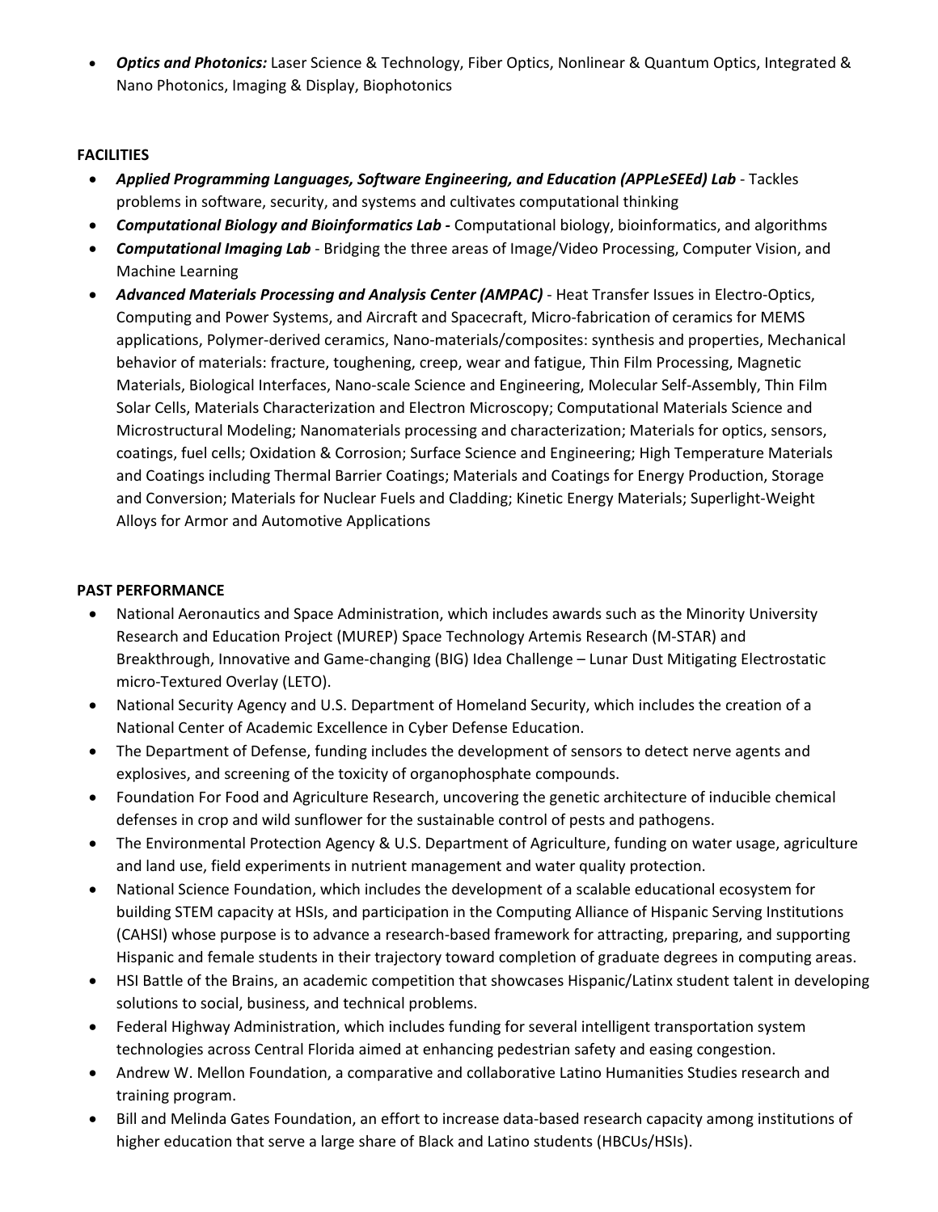- ***Optics and Photonics:*** Laser Science & Technology, Fiber Optics, Nonlinear & Quantum Optics, Integrated & Nano Photonics, Imaging & Display, Biophotonics

**FACILITIES**

- ***Applied Programming Languages, Software Engineering, and Education (APPLeSEEd) Lab*** - Tackles problems in software, security, and systems and cultivates computational thinking
- ***Computational Biology and Bioinformatics Lab -*** Computational biology, bioinformatics, and algorithms
- ***Computational Imaging Lab*** - Bridging the three areas of Image/Video Processing, Computer Vision, and Machine Learning
- ***Advanced Materials Processing and Analysis Center (AMPAC)*** - Heat Transfer Issues in Electro-Optics, Computing and Power Systems, and Aircraft and Spacecraft, Micro-fabrication of ceramics for MEMS applications, Polymer-derived ceramics, Nano-materials/composites: synthesis and properties, Mechanical behavior of materials: fracture, toughening, creep, wear and fatigue, Thin Film Processing, Magnetic Materials, Biological Interfaces, Nano-scale Science and Engineering, Molecular Self-Assembly, Thin Film Solar Cells, Materials Characterization and Electron Microscopy; Computational Materials Science and Microstructural Modeling; Nanomaterials processing and characterization; Materials for optics, sensors, coatings, fuel cells; Oxidation & Corrosion; Surface Science and Engineering; High Temperature Materials and Coatings including Thermal Barrier Coatings; Materials and Coatings for Energy Production, Storage and Conversion; Materials for Nuclear Fuels and Cladding; Kinetic Energy Materials; Superlight-Weight Alloys for Armor and Automotive Applications

**PAST PERFORMANCE**

- National Aeronautics and Space Administration, which includes awards such as the Minority University Research and Education Project (MUREP) Space Technology Artemis Research (M-STAR) and Breakthrough, Innovative and Game-changing (BIG) Idea Challenge – Lunar Dust Mitigating Electrostatic micro-Textured Overlay (LETO).
- National Security Agency and U.S. Department of Homeland Security, which includes the creation of a National Center of Academic Excellence in Cyber Defense Education.
- The Department of Defense, funding includes the development of sensors to detect nerve agents and explosives, and screening of the toxicity of organophosphate compounds.
- Foundation For Food and Agriculture Research, uncovering the genetic architecture of inducible chemical defenses in crop and wild sunflower for the sustainable control of pests and pathogens.
- The Environmental Protection Agency & U.S. Department of Agriculture, funding on water usage, agriculture and land use, field experiments in nutrient management and water quality protection.
- National Science Foundation, which includes the development of a scalable educational ecosystem for building STEM capacity at HSIs, and participation in the Computing Alliance of Hispanic Serving Institutions (CAHSI) whose purpose is to advance a research-based framework for attracting, preparing, and supporting Hispanic and female students in their trajectory toward completion of graduate degrees in computing areas.
- HSI Battle of the Brains, an academic competition that showcases Hispanic/Latinx student talent in developing solutions to social, business, and technical problems.
- Federal Highway Administration, which includes funding for several intelligent transportation system technologies across Central Florida aimed at enhancing pedestrian safety and easing congestion.
- Andrew W. Mellon Foundation, a comparative and collaborative Latino Humanities Studies research and training program.
- Bill and Melinda Gates Foundation, an effort to increase data-based research capacity among institutions of higher education that serve a large share of Black and Latino students (HBCUs/HSIs).